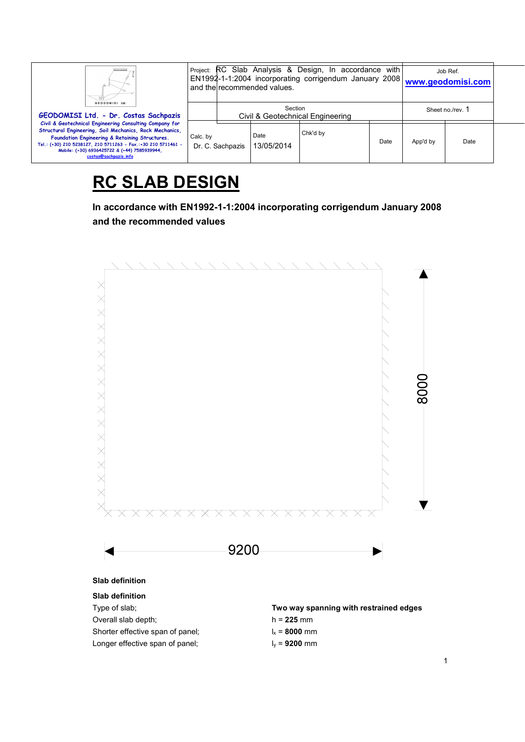| GEODOMISI Ltd. - Dr. Costas Sachpazis<br>Civil & Geotechnical Engineering Consulting Company for Structural Engineering, Soil Mechanics, Rock Mechanics, Foundation Engineering & Retaining Structures.<br>Tel.: (+30) 210 5238127, 210 5711263 - Fax.:+30 210 5711461 - Mobile: (+30) 6936425722 & (+44) 7585939944, costas@sachpazis.info | Project: RC Slab Analysis & Design, In accordance with EN1992-1-1:2004 incorporating corrigendum January 2008 and the recommended values. | | | | Job Ref.<br>www.geodomisi.com | |
|---|---|---|---|---|---|---|
| | Section<br>Civil & Geotechnical Engineering | | | | Sheet no./rev. 1 | |
| | Calc. by<br>Dr. C. Sachpazis | Date<br>13/05/2014 | Chk'd by | Date | App'd by | Date |

# RC SLAB DESIGN

**In accordance with EN1992-1-1:2004 incorporating corrigendum January 2008 and the recommended values**

8000

9200

### Slab definition

**Slab definition**

Type of slab; **Two way spanning with restrained edges**

Overall slab depth; h = **225** mm

Shorter effective span of panel; $l_x$ = **8000** mm

Longer effective span of panel; $l_y$ = **9200** mm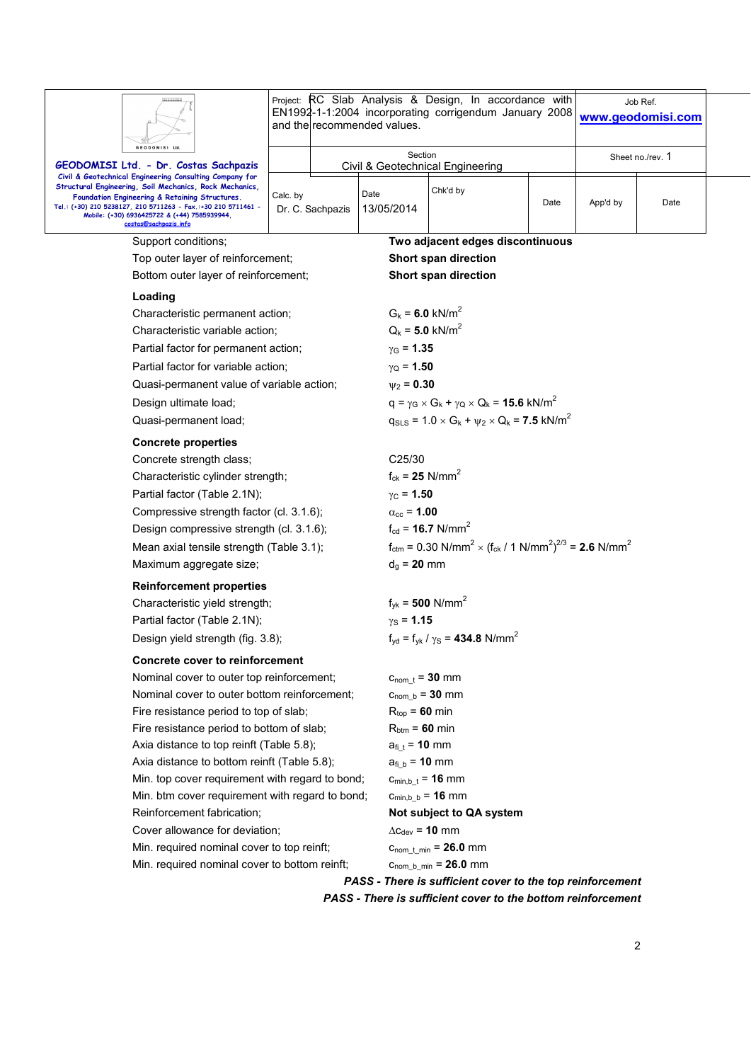| | | | |
|---|---|---|---|
| **GEODOMISI Ltd. - Dr. Costas Sachpazis**<br>Civil & Geotechnical Engineering Consulting Company for Structural Engineering, Soil Mechanics, Rock Mechanics, Foundation Engineering & Retaining Structures.<br>Tel.: (+30) 210 5238127, 210 5711263 - Fax.:+30 210 5711461 - Mobile: (+30) 6936425722 & (+44) 7585939944, costas@sachpazis.info | Project: RC Slab Analysis & Design, In accordance with EN1992-1-1:2004 incorporating corrigendum January 2008 and the recommended values. | | Job Ref.<br>www.geodomisi.com |
| | Section<br>Civil & Geotechnical Engineering | | Sheet no./rev. 1 |
| | Calc. by<br>Dr. C. Sachpazis | Date<br>13/05/2014 | Chk'd by / Date / App'd by / Date |

Support conditions; **Two adjacent edges discontinuous**

Top outer layer of reinforcement; **Short span direction**

Bottom outer layer of reinforcement; **Short span direction**

**Loading**

Characteristic permanent action; $G_k$ = **6.0** kN/m$^2$

Characteristic variable action; $Q_k$ = **5.0** kN/m$^2$

Partial factor for permanent action; $\gamma_G$ = **1.35**

Partial factor for variable action; $\gamma_Q$ = **1.50**

Quasi-permanent value of variable action; $\psi_2$ = **0.30**

Design ultimate load; $q = \gamma_G \times G_k + \gamma_Q \times Q_k$ = **15.6** kN/m$^2$

Quasi-permanent load; $q_{SLS} = 1.0 \times G_k + \psi_2 \times Q_k$ = **7.5** kN/m$^2$

**Concrete properties**

Concrete strength class; C25/30

Characteristic cylinder strength; $f_{ck}$ = **25** N/mm$^2$

Partial factor (Table 2.1N); $\gamma_C$ = **1.50**

Compressive strength factor (cl. 3.1.6); $\alpha_{cc}$ = **1.00**

Design compressive strength (cl. 3.1.6); $f_{cd}$ = **16.7** N/mm$^2$

Mean axial tensile strength (Table 3.1); $f_{ctm} = 0.30\text{ N/mm}^2 \times (f_{ck} / 1\text{ N/mm}^2)^{2/3}$ = **2.6** N/mm$^2$

Maximum aggregate size; $d_g$ = **20** mm

**Reinforcement properties**

Characteristic yield strength; $f_{yk}$ = **500** N/mm$^2$

Partial factor (Table 2.1N); $\gamma_S$ = **1.15**

Design yield strength (fig. 3.8); $f_{yd} = f_{yk} / \gamma_S$ = **434.8** N/mm$^2$

**Concrete cover to reinforcement**

Nominal cover to outer top reinforcement; $c_{nom\_t}$ = **30** mm

Nominal cover to outer bottom reinforcement; $c_{nom\_b}$ = **30** mm

Fire resistance period to top of slab; $R_{top}$ = **60** min

Fire resistance period to bottom of slab; $R_{btm}$ = **60** min

Axia distance to top reinft (Table 5.8); $a_{fi\_t}$ = **10** mm

Axia distance to bottom reinft (Table 5.8); $a_{fi\_b}$ = **10** mm

Min. top cover requirement with regard to bond; $c_{min,b\_t}$ = **16** mm

Min. btm cover requirement with regard to bond; $c_{min,b\_b}$ = **16** mm

Reinforcement fabrication; **Not subject to QA system**

Cover allowance for deviation; $\Delta c_{dev}$ = **10** mm

Min. required nominal cover to top reinft; $c_{nom\_t\_min}$ = **26.0** mm

Min. required nominal cover to bottom reinft; $c_{nom\_b\_min}$ = **26.0** mm

***PASS - There is sufficient cover to the top reinforcement***

***PASS - There is sufficient cover to the bottom reinforcement***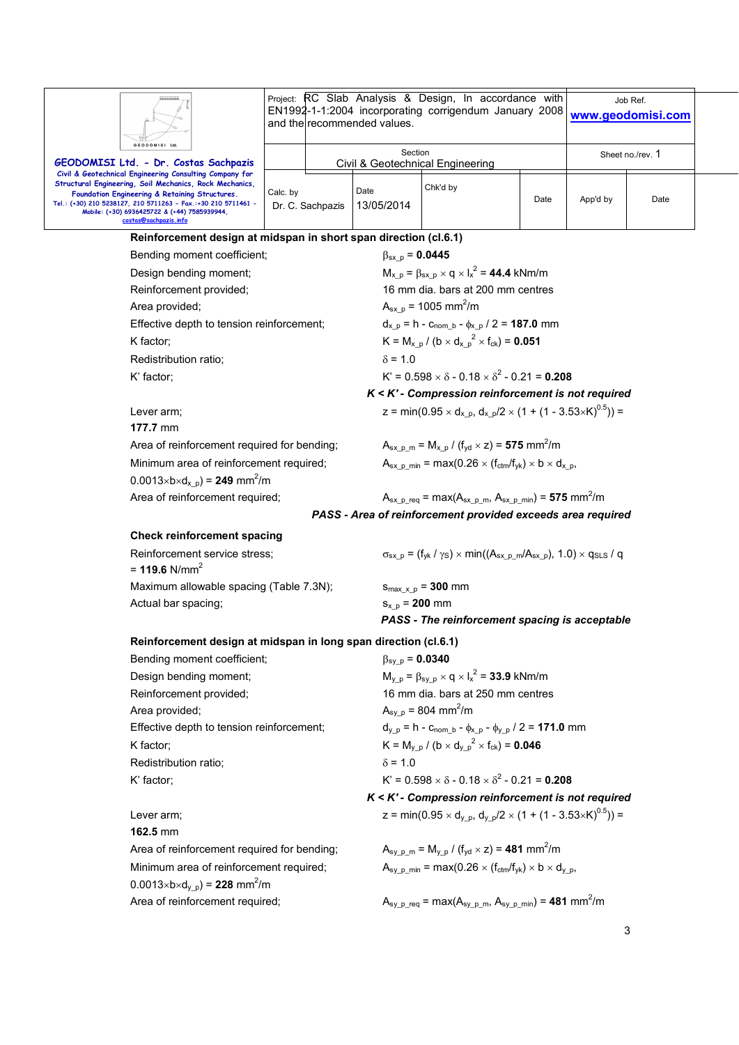### Reinforcement design at midspan in short span direction (cl.6.1)

Bending moment coefficient; $\beta_{sx\_p}$ = **0.0445**

Design bending moment; $M_{x\_p} = \beta_{sx\_p} \times q \times l_x^2$ = **44.4** kNm/m

Reinforcement provided; 16 mm dia. bars at 200 mm centres

Area provided; $A_{sx\_p}$ = 1005 mm$^2$/m

Effective depth to tension reinforcement; $d_{x\_p} = h - c_{nom\_b} - \phi_{x\_p} / 2$ = **187.0** mm

K factor; $K = M_{x\_p} / (b \times d_{x\_p}^2 \times f_{ck})$ = **0.051**

Redistribution ratio; $\delta$ = 1.0

K' factor; $K' = 0.598 \times \delta - 0.18 \times \delta^2 - 0.21$ = **0.208**

***K < K' - Compression reinforcement is not required***

Lever arm; $z = \min(0.95 \times d_{x\_p}, d_{x\_p}/2 \times (1 + (1 - 3.53 \times K)^{0.5}))$ = **177.7** mm

Area of reinforcement required for bending; $A_{sx\_p\_m} = M_{x\_p} / (f_{yd} \times z)$ = **575** mm$^2$/m

Minimum area of reinforcement required; $A_{sx\_p\_min} = \max(0.26 \times (f_{ctm}/f_{yk}) \times b \times d_{x\_p}, 0.0013 \times b \times d_{x\_p})$ = **249** mm$^2$/m

Area of reinforcement required; $A_{sx\_p\_req} = \max(A_{sx\_p\_m}, A_{sx\_p\_min})$ = **575** mm$^2$/m

***PASS - Area of reinforcement provided exceeds area required***

### Check reinforcement spacing

Reinforcement service stress; $\sigma_{sx\_p} = (f_{yk} / \gamma_S) \times \min((A_{sx\_p\_m}/A_{sx\_p}), 1.0) \times q_{SLS} / q$ = **119.6** N/mm$^2$

Maximum allowable spacing (Table 7.3N); $s_{max\_x\_p}$ = **300** mm

Actual bar spacing; $s_{x\_p}$ = **200** mm

***PASS - The reinforcement spacing is acceptable***

### Reinforcement design at midspan in long span direction (cl.6.1)

Bending moment coefficient; $\beta_{sy\_p}$ = **0.0340**

Design bending moment; $M_{y\_p} = \beta_{sy\_p} \times q \times l_x^2$ = **33.9** kNm/m

Reinforcement provided; 16 mm dia. bars at 250 mm centres

Area provided; $A_{sy\_p}$ = 804 mm$^2$/m

Effective depth to tension reinforcement; $d_{y\_p} = h - c_{nom\_b} - \phi_{x\_p} - \phi_{y\_p} / 2$ = **171.0** mm

K factor; $K = M_{y\_p} / (b \times d_{y\_p}^2 \times f_{ck})$ = **0.046**

Redistribution ratio; $\delta$ = 1.0

K' factor; $K' = 0.598 \times \delta - 0.18 \times \delta^2 - 0.21$ = **0.208**

***K < K' - Compression reinforcement is not required***

Lever arm; $z = \min(0.95 \times d_{y\_p}, d_{y\_p}/2 \times (1 + (1 - 3.53 \times K)^{0.5}))$ = **162.5** mm

Area of reinforcement required for bending; $A_{sy\_p\_m} = M_{y\_p} / (f_{yd} \times z)$ = **481** mm$^2$/m

Minimum area of reinforcement required; $A_{sy\_p\_min} = \max(0.26 \times (f_{ctm}/f_{yk}) \times b \times d_{y\_p}, 0.0013 \times b \times d_{y\_p})$ = **228** mm$^2$/m

Area of reinforcement required; $A_{sy\_p\_req} = \max(A_{sy\_p\_m}, A_{sy\_p\_min})$ = **481** mm$^2$/m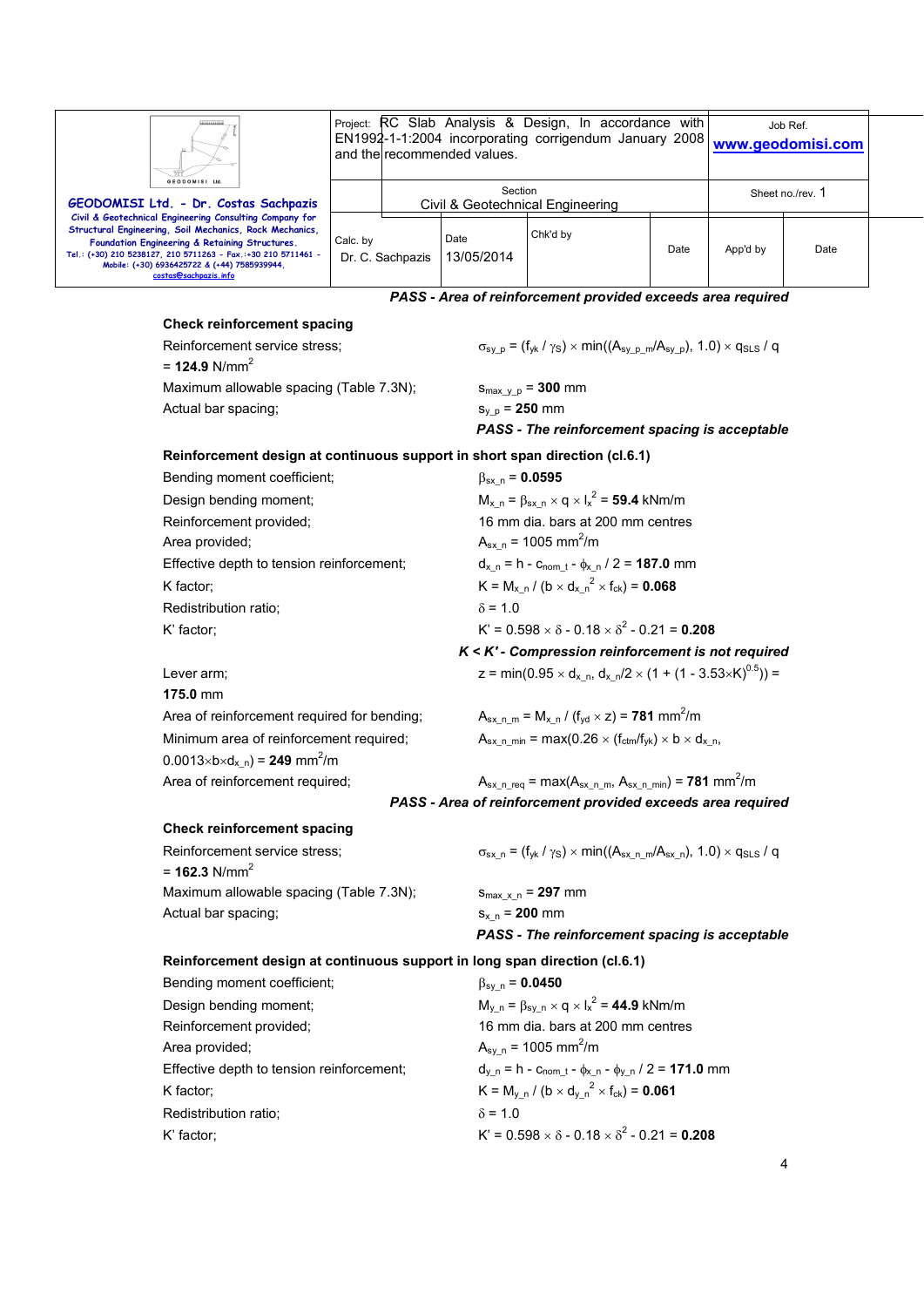***PASS - Area of reinforcement provided exceeds area required***

**Check reinforcement spacing**

Reinforcement service stress; $\sigma_{sy\_p} = (f_{yk} / \gamma_S) \times \min((A_{sy\_p\_m}/A_{sy\_p}), 1.0) \times q_{SLS} / q$ = **124.9** N/mm$^2$

Maximum allowable spacing (Table 7.3N); $s_{max\_y\_p}$ = **300** mm

Actual bar spacing; $s_{y\_p}$ = **250** mm

***PASS - The reinforcement spacing is acceptable***

**Reinforcement design at continuous support in short span direction (cl.6.1)**

Bending moment coefficient; $\beta_{sx\_n}$ = **0.0595**

Design bending moment; $M_{x\_n} = \beta_{sx\_n} \times q \times l_x^2$ = **59.4** kNm/m

Reinforcement provided; 16 mm dia. bars at 200 mm centres

Area provided; $A_{sx\_n}$ = 1005 mm$^2$/m

Effective depth to tension reinforcement; $d_{x\_n} = h - c_{nom\_t} - \phi_{x\_n} / 2$ = **187.0** mm

K factor; $K = M_{x\_n} / (b \times d_{x\_n}^2 \times f_{ck})$ = **0.068**

Redistribution ratio; $\delta$ = 1.0

K' factor; $K' = 0.598 \times \delta - 0.18 \times \delta^2 - 0.21$ = **0.208**

***K < K' - Compression reinforcement is not required***

Lever arm; $z = \min(0.95 \times d_{x\_n}, d_{x\_n}/2 \times (1 + (1 - 3.53 \times K)^{0.5}))$ = **175.0** mm

Area of reinforcement required for bending; $A_{sx\_n\_m} = M_{x\_n} / (f_{yd} \times z)$ = **781** mm$^2$/m

Minimum area of reinforcement required; $A_{sx\_n\_min} = \max(0.26 \times (f_{ctm}/f_{yk}) \times b \times d_{x\_n}, 0.0013 \times b \times d_{x\_n})$ = **249** mm$^2$/m

Area of reinforcement required; $A_{sx\_n\_req} = \max(A_{sx\_n\_m}, A_{sx\_n\_min})$ = **781** mm$^2$/m

***PASS - Area of reinforcement provided exceeds area required***

**Check reinforcement spacing**

Reinforcement service stress; $\sigma_{sx\_n} = (f_{yk} / \gamma_S) \times \min((A_{sx\_n\_m}/A_{sx\_n}), 1.0) \times q_{SLS} / q$ = **162.3** N/mm$^2$

Maximum allowable spacing (Table 7.3N); $s_{max\_x\_n}$ = **297** mm

Actual bar spacing; $s_{x\_n}$ = **200** mm

***PASS - The reinforcement spacing is acceptable***

**Reinforcement design at continuous support in long span direction (cl.6.1)**

Bending moment coefficient; $\beta_{sy\_n}$ = **0.0450**

Design bending moment; $M_{y\_n} = \beta_{sy\_n} \times q \times l_x^2$ = **44.9** kNm/m

Reinforcement provided; 16 mm dia. bars at 200 mm centres

Area provided; $A_{sy\_n}$ = 1005 mm$^2$/m

Effective depth to tension reinforcement; $d_{y\_n} = h - c_{nom\_t} - \phi_{x\_n} - \phi_{y\_n} / 2$ = **171.0** mm

K factor; $K = M_{y\_n} / (b \times d_{y\_n}^2 \times f_{ck})$ = **0.061**

Redistribution ratio; $\delta$ = 1.0

K' factor; $K' = 0.598 \times \delta - 0.18 \times \delta^2 - 0.21$ = **0.208**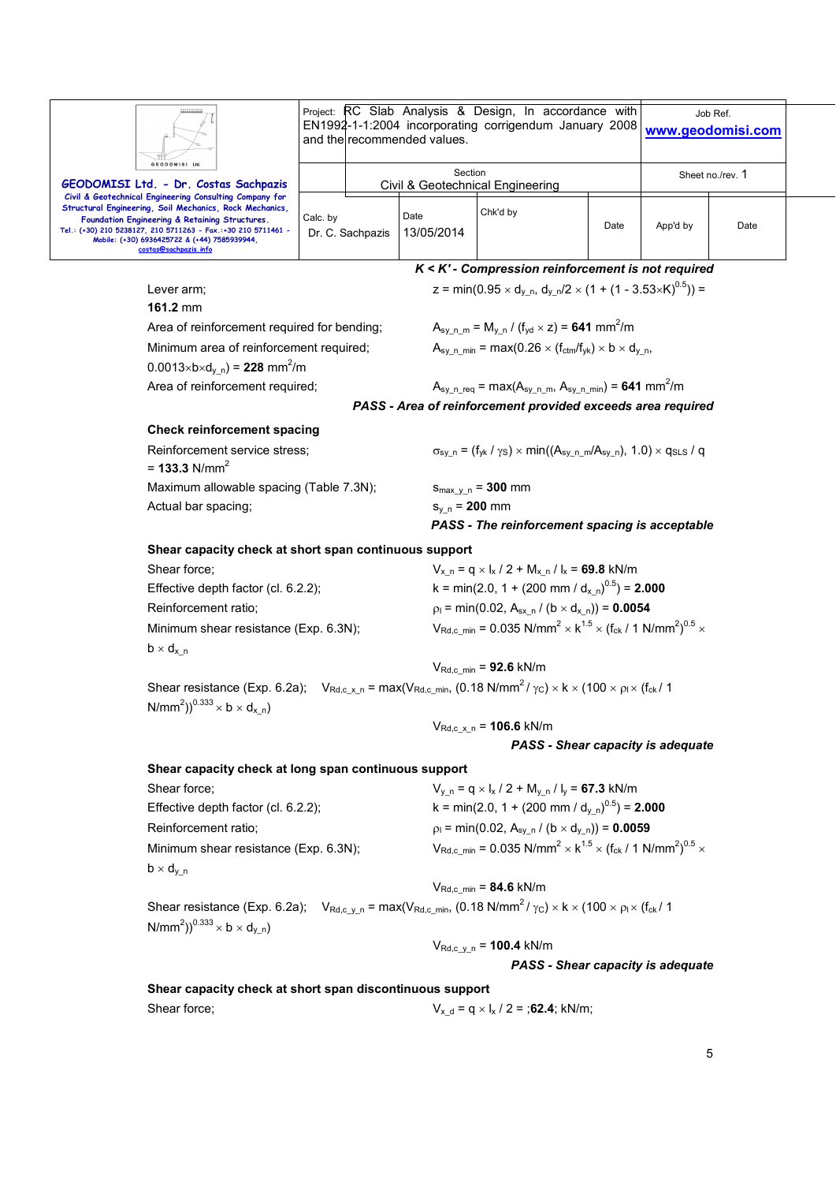***K < K' - Compression reinforcement is not required***

Lever arm; $z = \min(0.95 \times d_{y\_n}, d_{y\_n}/2 \times (1 + (1 - 3.53 \times K)^{0.5})) =$ **161.2** mm

Area of reinforcement required for bending; $A_{sy\_n\_m} = M_{y\_n} / (f_{yd} \times z) =$ **641** mm$^2$/m

Minimum area of reinforcement required; $A_{sy\_n\_min} = \max(0.26 \times (f_{ctm}/f_{yk}) \times b \times d_{y\_n}, 0.0013 \times b \times d_{y\_n}) =$ **228** mm$^2$/m

Area of reinforcement required; $A_{sy\_n\_req} = \max(A_{sy\_n\_m}, A_{sy\_n\_min}) =$ **641** mm$^2$/m

***PASS - Area of reinforcement provided exceeds area required***

**Check reinforcement spacing**

Reinforcement service stress; $\sigma_{sy\_n} = (f_{yk} / \gamma_S) \times \min((A_{sy\_n\_m}/A_{sy\_n}), 1.0) \times q_{SLS} / q$ = **133.3** N/mm$^2$

Maximum allowable spacing (Table 7.3N); $s_{max\_y\_n} =$ **300** mm

Actual bar spacing; $s_{y\_n} =$ **200** mm

***PASS - The reinforcement spacing is acceptable***

**Shear capacity check at short span continuous support**

Shear force; $V_{x\_n} = q \times l_x / 2 + M_{x\_n} / l_x =$ **69.8** kN/m

Effective depth factor (cl. 6.2.2); $k = \min(2.0, 1 + (200 \text{ mm} / d_{x\_n})^{0.5}) =$ **2.000**

Reinforcement ratio; $\rho_l = \min(0.02, A_{sx\_n} / (b \times d_{x\_n})) =$ **0.0054**

Minimum shear resistance (Exp. 6.3N); $V_{Rd,c\_min} = 0.035 \text{ N/mm}^2 \times k^{1.5} \times (f_{ck} / 1 \text{ N/mm}^2)^{0.5} \times b \times d_{x\_n}$

$V_{Rd,c\_min} =$ **92.6** kN/m

Shear resistance (Exp. 6.2a); $V_{Rd,c\_x\_n} = \max(V_{Rd,c\_min}, (0.18 \text{ N/mm}^2 / \gamma_C) \times k \times (100 \times \rho_l \times (f_{ck} / 1 \text{ N/mm}^2))^{0.333} \times b \times d_{x\_n})$

$V_{Rd,c\_x\_n} =$ **106.6** kN/m

***PASS - Shear capacity is adequate***

**Shear capacity check at long span continuous support**

Shear force; $V_{y\_n} = q \times l_x / 2 + M_{y\_n} / l_y =$ **67.3** kN/m

Effective depth factor (cl. 6.2.2); $k = \min(2.0, 1 + (200 \text{ mm} / d_{y\_n})^{0.5}) =$ **2.000**

Reinforcement ratio; $\rho_l = \min(0.02, A_{sy\_n} / (b \times d_{y\_n})) =$ **0.0059**

Minimum shear resistance (Exp. 6.3N); $V_{Rd,c\_min} = 0.035 \text{ N/mm}^2 \times k^{1.5} \times (f_{ck} / 1 \text{ N/mm}^2)^{0.5} \times b \times d_{y\_n}$

$V_{Rd,c\_min} =$ **84.6** kN/m

Shear resistance (Exp. 6.2a); $V_{Rd,c\_y\_n} = \max(V_{Rd,c\_min}, (0.18 \text{ N/mm}^2 / \gamma_C) \times k \times (100 \times \rho_l \times (f_{ck} / 1 \text{ N/mm}^2))^{0.333} \times b \times d_{y\_n})$

$V_{Rd,c\_y\_n} =$ **100.4** kN/m

***PASS - Shear capacity is adequate***

**Shear capacity check at short span discontinuous support**

Shear force; $V_{x\_d} = q \times l_x / 2 =$ ;**62.4**; kN/m;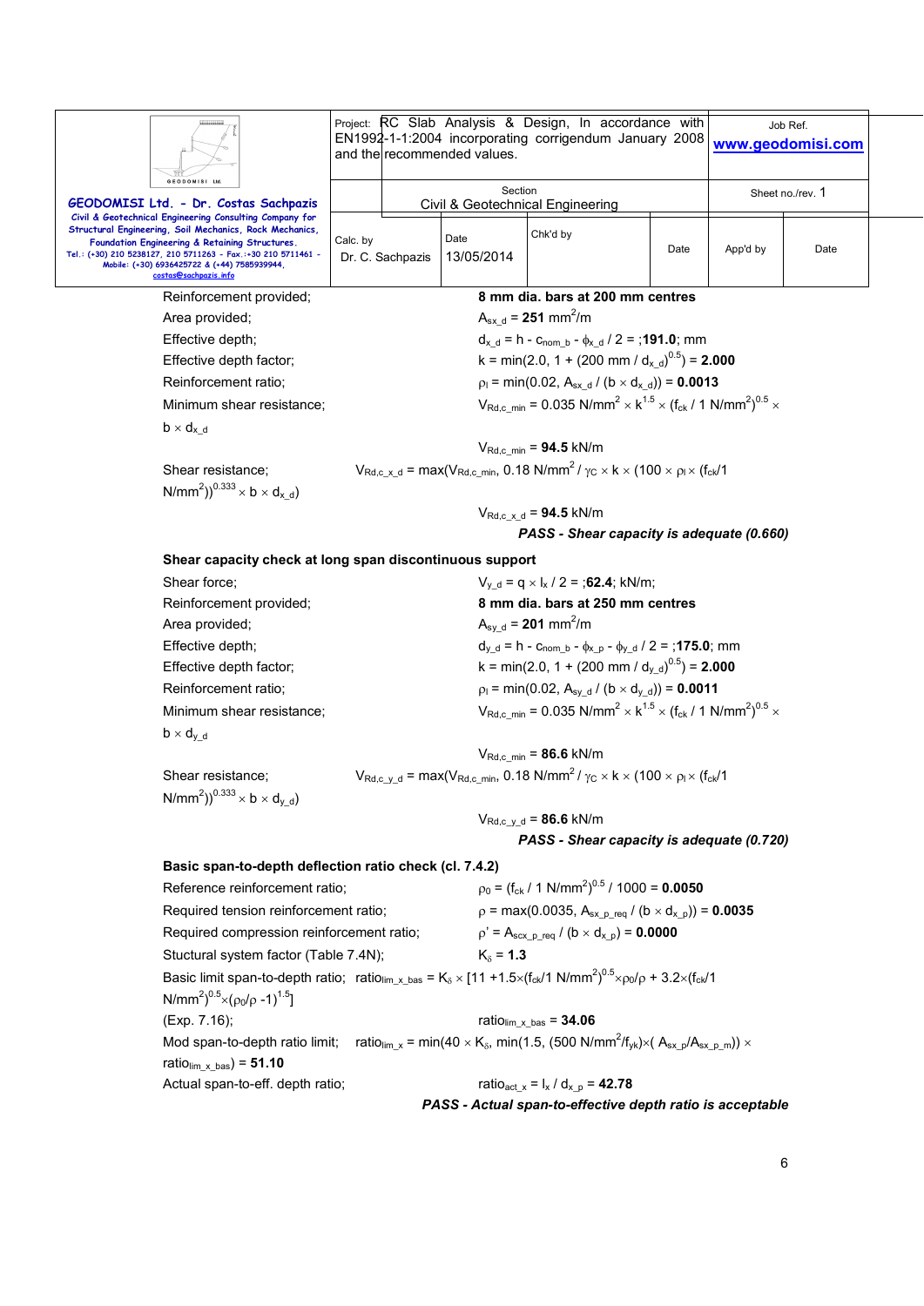Reinforcement provided; **8 mm dia. bars at 200 mm centres**

Area provided; $A_{sx\_d}$ = **251** $mm^2/m$

Effective depth; $d_{x\_d} = h - c_{nom\_b} - \phi_{x\_d} / 2$ = ;**191.0**; mm

Effective depth factor; $k = \min(2.0, 1 + (200\ mm / d_{x\_d})^{0.5})$ = **2.000**

Reinforcement ratio; $\rho_l = \min(0.02, A_{sx\_d} / (b \times d_{x\_d}))$ = **0.0013**

Minimum shear resistance; $V_{Rd,c\_min} = 0.035\ N/mm^2 \times k^{1.5} \times (f_{ck} / 1\ N/mm^2)^{0.5} \times b \times d_{x\_d}$

$V_{Rd,c\_min}$ = **94.5** kN/m

Shear resistance; $V_{Rd,c\_x\_d} = \max(V_{Rd,c\_min}, 0.18\ N/mm^2 / \gamma_C \times k \times (100 \times \rho_l \times (f_{ck}/1\ N/mm^2))^{0.333} \times b \times d_{x\_d})$

$V_{Rd,c\_x\_d}$ = **94.5** kN/m

***PASS - Shear capacity is adequate (0.660)***

**Shear capacity check at long span discontinuous support**

Shear force; $V_{y\_d} = q \times l_x / 2$ = ;**62.4**; kN/m;

Reinforcement provided; **8 mm dia. bars at 250 mm centres**

Area provided; $A_{sy\_d}$ = **201** $mm^2/m$

Effective depth; $d_{y\_d} = h - c_{nom\_b} - \phi_{x\_p} - \phi_{y\_d} / 2$ = ;**175.0**; mm

Effective depth factor; $k = \min(2.0, 1 + (200\ mm / d_{y\_d})^{0.5})$ = **2.000**

Reinforcement ratio; $\rho_l = \min(0.02, A_{sy\_d} / (b \times d_{y\_d}))$ = **0.0011**

Minimum shear resistance; $V_{Rd,c\_min} = 0.035\ N/mm^2 \times k^{1.5} \times (f_{ck} / 1\ N/mm^2)^{0.5} \times b \times d_{y\_d}$

$V_{Rd,c\_min}$ = **86.6** kN/m

Shear resistance; $V_{Rd,c\_y\_d} = \max(V_{Rd,c\_min}, 0.18\ N/mm^2 / \gamma_C \times k \times (100 \times \rho_l \times (f_{ck}/1\ N/mm^2))^{0.333} \times b \times d_{y\_d})$

$V_{Rd,c\_y\_d}$ = **86.6** kN/m

***PASS - Shear capacity is adequate (0.720)***

**Basic span-to-depth deflection ratio check (cl. 7.4.2)**

Reference reinforcement ratio; $\rho_0 = (f_{ck} / 1\ N/mm^2)^{0.5} / 1000$ = **0.0050**

Required tension reinforcement ratio; $\rho = \max(0.0035, A_{sx\_p\_req} / (b \times d_{x\_p}))$ = **0.0035**

Required compression reinforcement ratio; $\rho' = A_{scx\_p\_req} / (b \times d_{x\_p})$ = **0.0000**

Stuctural system factor (Table 7.4N); $K_\delta$ = **1.3**

Basic limit span-to-depth ratio; $ratio_{lim\_x\_bas} = K_\delta \times [11 + 1.5 \times (f_{ck}/1\ N/mm^2)^{0.5} \times \rho_0/\rho + 3.2 \times (f_{ck}/1\ N/mm^2)^{0.5} \times (\rho_0/\rho - 1)^{1.5}]$

(Exp. 7.16); $ratio_{lim\_x\_bas}$ = **34.06**

Mod span-to-depth ratio limit; $ratio_{lim\_x} = \min(40 \times K_\delta, \min(1.5, (500\ N/mm^2/f_{yk}) \times (A_{sx\_p}/A_{sx\_p\_m})) \times ratio_{lim\_x\_bas})$ = **51.10**

Actual span-to-eff. depth ratio; $ratio_{act\_x} = l_x / d_{x\_p}$ = **42.78**

***PASS - Actual span-to-effective depth ratio is acceptable***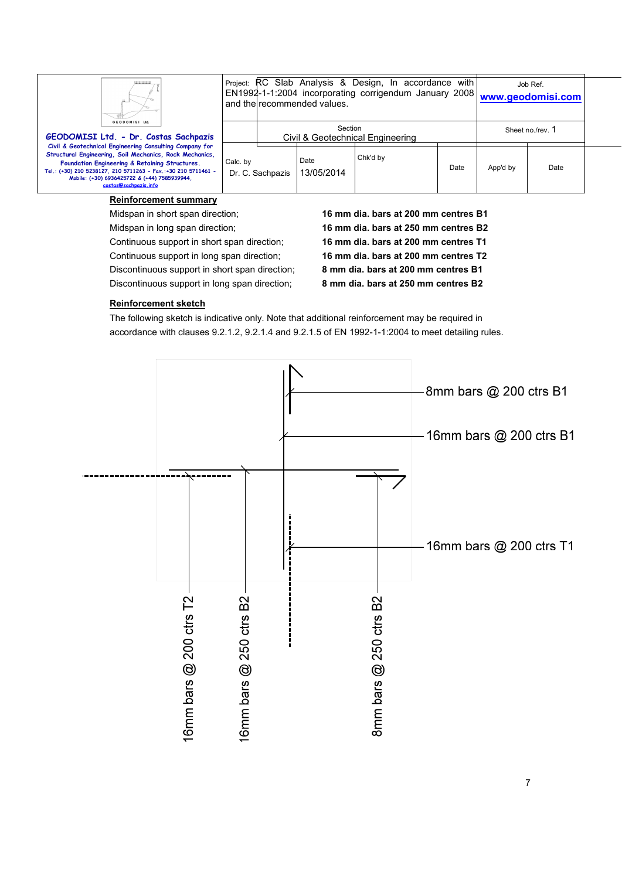| Project: RC Slab Analysis & Design, In accordance with EN1992-1-1:2004 incorporating corrigendum January 2008 and the recommended values. | | | | | Job Ref. www.geodomisi.com | |
|---|---|---|---|---|---|---|
| Section: Civil & Geotechnical Engineering | | | | | Sheet no./rev. 1 | |
| Calc. by: Dr. C. Sachpazis | Date: 13/05/2014 | Chk'd by | Date | | App'd by | Date |

GEODOMISI Ltd. - Dr. Costas Sachpazis
Civil & Geotechnical Engineering Consulting Company for Structural Engineering, Soil Mechanics, Rock Mechanics, Foundation Engineering & Retaining Structures.
Tel.: (+30) 210 5238127, 210 5711263 - Fax.:+30 210 5711461 - Mobile: (+30) 6936425722 & (+44) 7585939944, costas@sachpazis.info

**Reinforcement summary**

| | |
|---|---|
| Midspan in short span direction; | **16 mm dia. bars at 200 mm centres B1** |
| Midspan in long span direction; | **16 mm dia. bars at 250 mm centres B2** |
| Continuous support in short span direction; | **16 mm dia. bars at 200 mm centres T1** |
| Continuous support in long span direction; | **16 mm dia. bars at 200 mm centres T2** |
| Discontinuous support in short span direction; | **8 mm dia. bars at 200 mm centres B1** |
| Discontinuous support in long span direction; | **8 mm dia. bars at 250 mm centres B2** |

**Reinforcement sketch**

The following sketch is indicative only. Note that additional reinforcement may be required in accordance with clauses 9.2.1.2, 9.2.1.4 and 9.2.1.5 of EN 1992-1-1:2004 to meet detailing rules.

8mm bars @ 200 ctrs B1

16mm bars @ 200 ctrs B1

16mm bars @ 200 ctrs T1

16mm bars @ 200 ctrs T2

16mm bars @ 250 ctrs B2

8mm bars @ 250 ctrs B2